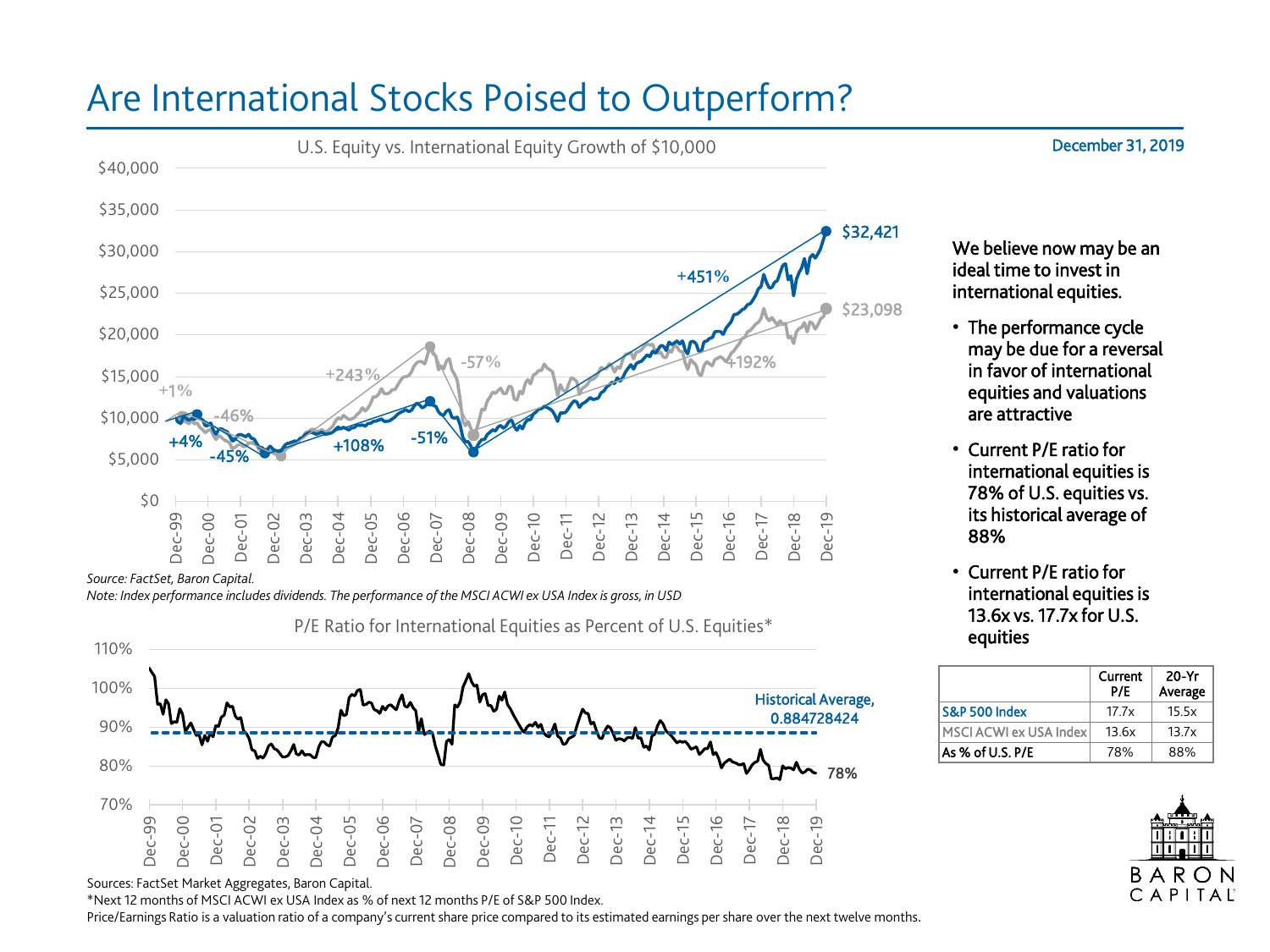# Are International Stocks Poised to Outperform?

December 31, 2019

U.S. Equity vs. International Equity Growth of $10,000

Source: FactSet, Baron Capital.

*Note: Index performance includes dividends. The performance of the MSCI ACWI ex USA Index is gross, in USD*

P/E Ratio for International Equities as Percent of U.S. Equities*

Sources: FactSet Market Aggregates, Baron Capital.

*Next 12 months of MSCI ACWI ex USA Index as % of next 12 months P/E of S&P 500 Index.

Price/Earnings Ratio is a valuation ratio of a company's current share price compared to its estimated earnings per share over the next twelve months.

**We believe now may be an ideal time to invest in international equities.**

- **The performance cycle may be due for a reversal in favor of international equities and valuations are attractive**
- **Current P/E ratio for international equities is 78% of U.S. equities vs. its historical average of 88%**
- **Current P/E ratio for international equities is 13.6x vs. 17.7x for U.S. equities**

| | Current P/E | 20-Yr Average |
|---|---|---|
| S&P 500 Index | 17.7x | 15.5x |
| MSCI ACWI ex USA Index | 13.6x | 13.7x |
| As % of U.S. P/E | 78% | 88% |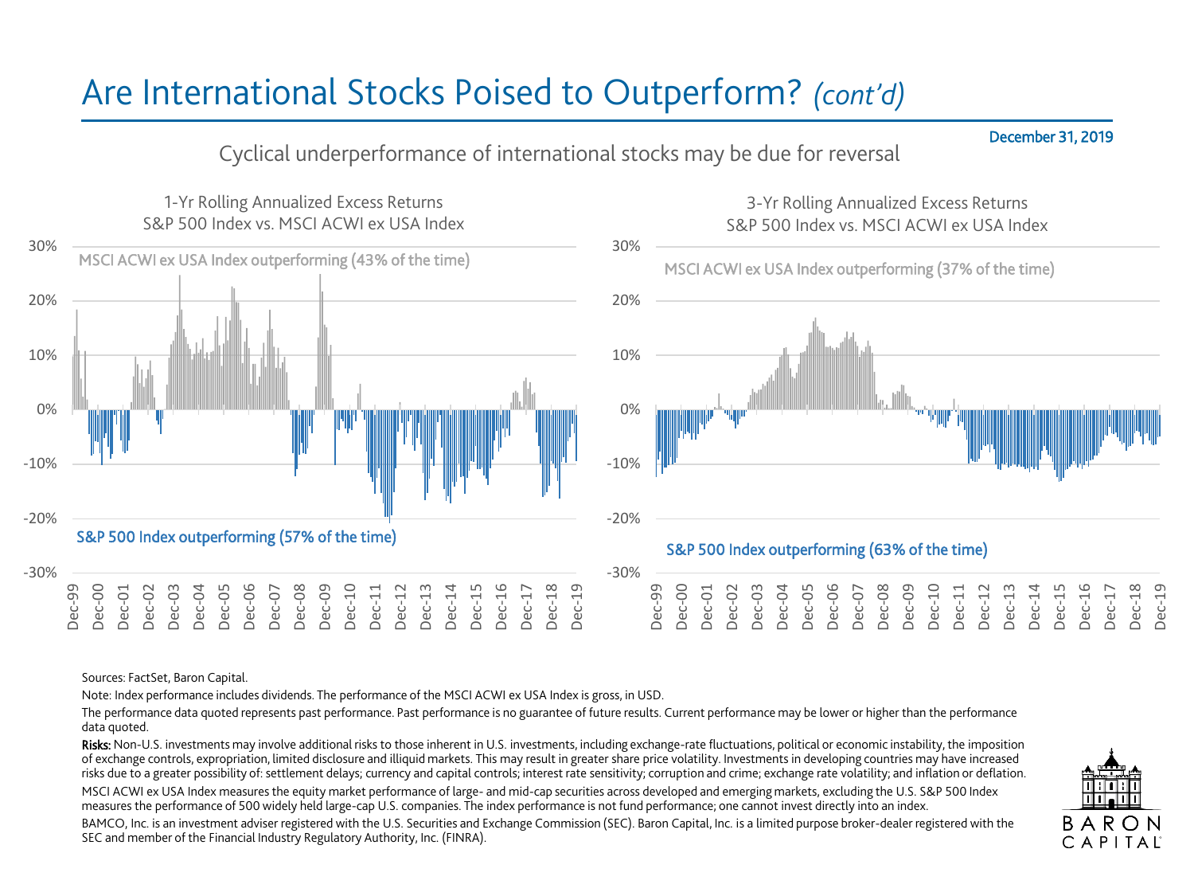# Are International Stocks Poised to Outperform? *(cont'd)*

December 31, 2019

Cyclical underperformance of international stocks may be due for reversal

1-Yr Rolling Annualized Excess Returns
S&P 500 Index vs. MSCI ACWI ex USA Index

MSCI ACWI ex USA Index outperforming (43% of the time)

S&P 500 Index outperforming (57% of the time)

30%
20%
10%
0%
-10%
-20%
-30%

Dec-99, Dec-00, Dec-01, Dec-02, Dec-03, Dec-04, Dec-05, Dec-06, Dec-07, Dec-08, Dec-09, Dec-10, Dec-11, Dec-12, Dec-13, Dec-14, Dec-15, Dec-16, Dec-17, Dec-18, Dec-19

3-Yr Rolling Annualized Excess Returns
S&P 500 Index vs. MSCI ACWI ex USA Index

MSCI ACWI ex USA Index outperforming (37% of the time)

S&P 500 Index outperforming (63% of the time)

30%
20%
10%
0%
-10%
-20%
-30%

Dec-99, Dec-00, Dec-01, Dec-02, Dec-03, Dec-04, Dec-05, Dec-06, Dec-07, Dec-08, Dec-09, Dec-10, Dec-11, Dec-12, Dec-13, Dec-14, Dec-15, Dec-16, Dec-17, Dec-18, Dec-19

Sources: FactSet, Baron Capital.

Note: Index performance includes dividends. The performance of the MSCI ACWI ex USA Index is gross, in USD.

The performance data quoted represents past performance. Past performance is no guarantee of future results. Current performance may be lower or higher than the performance data quoted.

**Risks:** Non-U.S. investments may involve additional risks to those inherent in U.S. investments, including exchange-rate fluctuations, political or economic instability, the imposition of exchange controls, expropriation, limited disclosure and illiquid markets. This may result in greater share price volatility. Investments in developing countries may have increased risks due to a greater possibility of: settlement delays; currency and capital controls; interest rate sensitivity; corruption and crime; exchange rate volatility; and inflation or deflation.

MSCI ACWI ex USA Index measures the equity market performance of large- and mid-cap securities across developed and emerging markets, excluding the U.S. S&P 500 Index measures the performance of 500 widely held large-cap U.S. companies. The index performance is not fund performance; one cannot invest directly into an index.

BAMCO, Inc. is an investment adviser registered with the U.S. Securities and Exchange Commission (SEC). Baron Capital, Inc. is a limited purpose broker-dealer registered with the SEC and member of the Financial Industry Regulatory Authority, Inc. (FINRA).

BARON CAPITAL